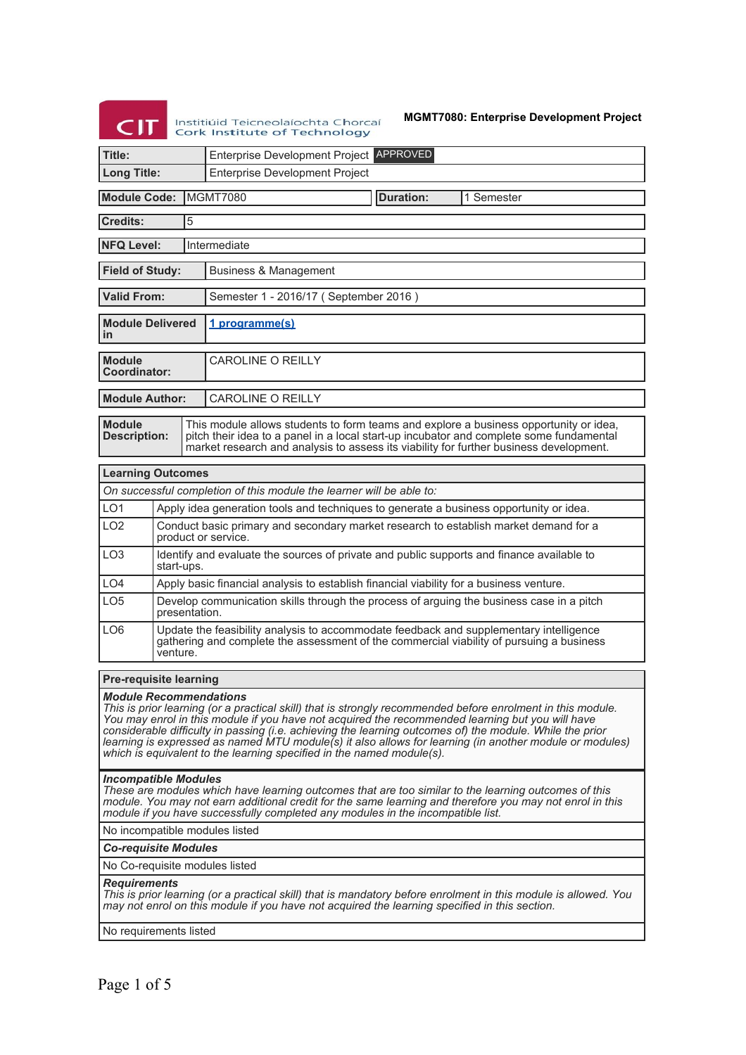Institiúid Teicneolaíochta Chorcaí
Cork Institute of Technology

**MGMT7080: Enterprise Development Project**

| | |
|---|---|
| **Title:** | Enterprise Development Project APPROVED |
| **Long Title:** | Enterprise Development Project |

| | | | |
|---|---|---|---|
| **Module Code:** | MGMT7080 | **Duration:** | 1 Semester |

| | |
|---|---|
| **Credits:** | 5 |
| **NFQ Level:** | Intermediate |
| **Field of Study:** | Business & Management |
| **Valid From:** | Semester 1 - 2016/17 ( September 2016 ) |
| **Module Delivered in** | 1 programme(s) |
| **Module Coordinator:** | CAROLINE O REILLY |
| **Module Author:** | CAROLINE O REILLY |
| **Module Description:** | This module allows students to form teams and explore a business opportunity or idea, pitch their idea to a panel in a local start-up incubator and complete some fundamental market research and analysis to assess its viability for further business development. |

## Learning Outcomes

*On successful completion of this module the learner will be able to:*

| | |
|---|---|
| LO1 | Apply idea generation tools and techniques to generate a business opportunity or idea. |
| LO2 | Conduct basic primary and secondary market research to establish market demand for a product or service. |
| LO3 | Identify and evaluate the sources of private and public supports and finance available to start-ups. |
| LO4 | Apply basic financial analysis to establish financial viability for a business venture. |
| LO5 | Develop communication skills through the process of arguing the business case in a pitch presentation. |
| LO6 | Update the feasibility analysis to accommodate feedback and supplementary intelligence gathering and complete the assessment of the commercial viability of pursuing a business venture. |

## Pre-requisite learning

***Module Recommendations***
*This is prior learning (or a practical skill) that is strongly recommended before enrolment in this module. You may enrol in this module if you have not acquired the recommended learning but you will have considerable difficulty in passing (i.e. achieving the learning outcomes of) the module. While the prior learning is expressed as named MTU module(s) it also allows for learning (in another module or modules) which is equivalent to the learning specified in the named module(s).*

***Incompatible Modules***
*These are modules which have learning outcomes that are too similar to the learning outcomes of this module. You may not earn additional credit for the same learning and therefore you may not enrol in this module if you have successfully completed any modules in the incompatible list.*

No incompatible modules listed

***Co-requisite Modules***

No Co-requisite modules listed

***Requirements***
*This is prior learning (or a practical skill) that is mandatory before enrolment in this module is allowed. You may not enrol on this module if you have not acquired the learning specified in this section.*

No requirements listed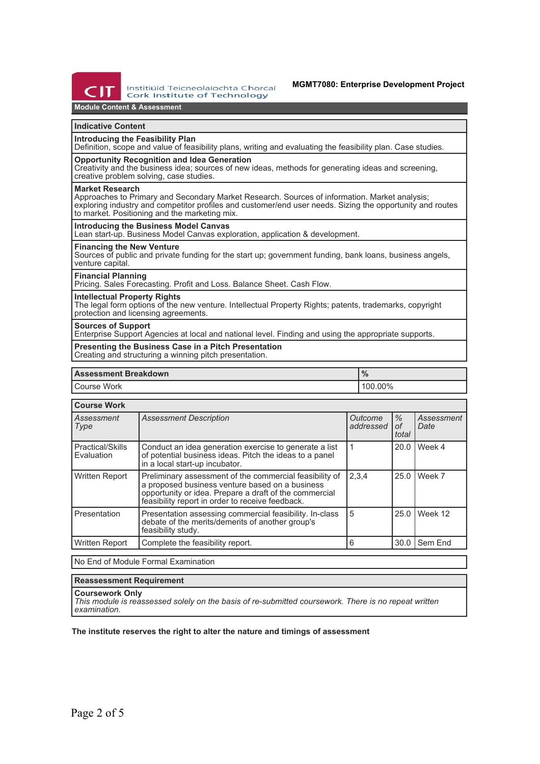## Module Content & Assessment

### Indicative Content

**Introducing the Feasibility Plan**
Definition, scope and value of feasibility plans, writing and evaluating the feasibility plan. Case studies.

**Opportunity Recognition and Idea Generation**
Creativity and the business idea; sources of new ideas, methods for generating ideas and screening, creative problem solving, case studies.

**Market Research**
Approaches to Primary and Secondary Market Research. Sources of information. Market analysis; exploring industry and competitor profiles and customer/end user needs. Sizing the opportunity and routes to market. Positioning and the marketing mix.

**Introducing the Business Model Canvas**
Lean start-up. Business Model Canvas exploration, application & development.

**Financing the New Venture**
Sources of public and private funding for the start up; government funding, bank loans, business angels, venture capital.

**Financial Planning**
Pricing. Sales Forecasting. Profit and Loss. Balance Sheet. Cash Flow.

**Intellectual Property Rights**
The legal form options of the new venture. Intellectual Property Rights; patents, trademarks, copyright protection and licensing agreements.

**Sources of Support**
Enterprise Support Agencies at local and national level. Finding and using the appropriate supports.

**Presenting the Business Case in a Pitch Presentation**
Creating and structuring a winning pitch presentation.

| Assessment Breakdown | % |
|---|---|
| Course Work | 100.00% |

### Course Work

| *Assessment Type* | *Assessment Description* | *Outcome addressed* | *% of total* | *Assessment Date* |
|---|---|---|---|---|
| Practical/Skills Evaluation | Conduct an idea generation exercise to generate a list of potential business ideas. Pitch the ideas to a panel in a local start-up incubator. | 1 | 20.0 | Week 4 |
| Written Report | Preliminary assessment of the commercial feasibility of a proposed business venture based on a business opportunity or idea. Prepare a draft of the commercial feasibility report in order to receive feedback. | 2,3,4 | 25.0 | Week 7 |
| Presentation | Presentation assessing commercial feasibility. In-class debate of the merits/demerits of another group's feasibility study. | 5 | 25.0 | Week 12 |
| Written Report | Complete the feasibility report. | 6 | 30.0 | Sem End |

No End of Module Formal Examination

### Reassessment Requirement

**Coursework Only**
*This module is reassessed solely on the basis of re-submitted coursework. There is no repeat written examination.*

**The institute reserves the right to alter the nature and timings of assessment**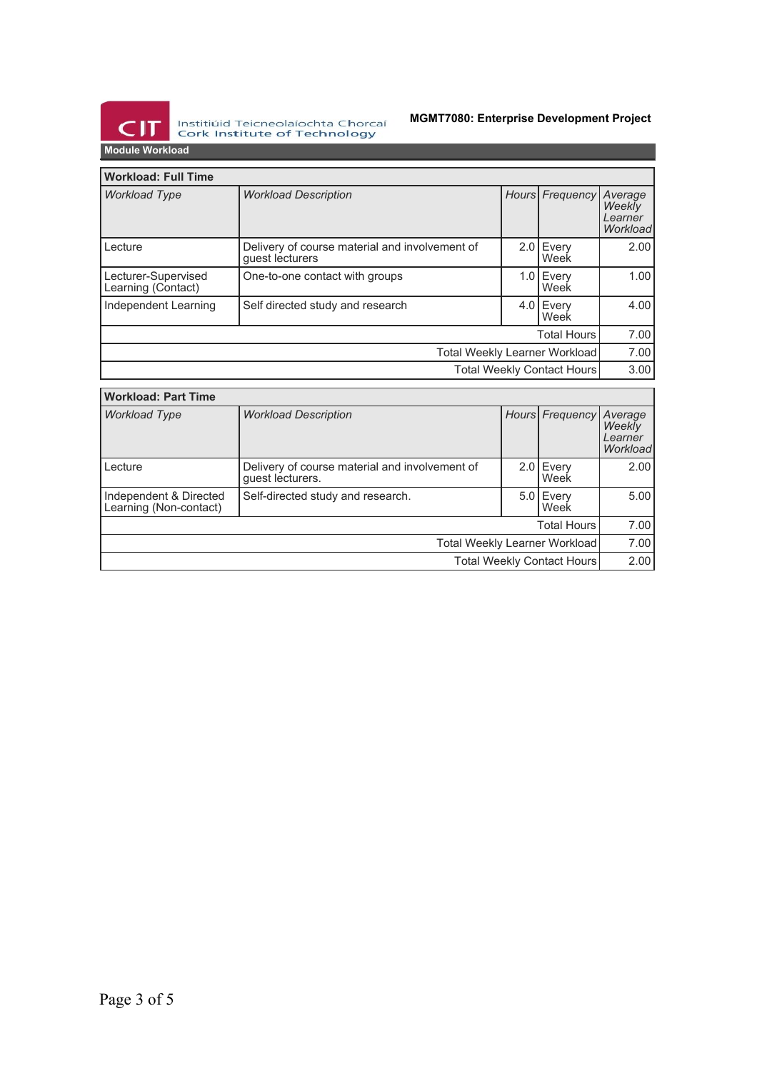## Module Workload

**Workload: Full Time**

| *Workload Type* | *Workload Description* | *Hours* | *Frequency* | *Average Weekly Learner Workload* |
|---|---|---|---|---|
| Lecture | Delivery of course material and involvement of guest lecturers | 2.0 | Every Week | 2.00 |
| Lecturer-Supervised Learning (Contact) | One-to-one contact with groups | 1.0 | Every Week | 1.00 |
| Independent Learning | Self directed study and research | 4.0 | Every Week | 4.00 |
| | | | Total Hours | 7.00 |
| | | | Total Weekly Learner Workload | 7.00 |
| | | | Total Weekly Contact Hours | 3.00 |

**Workload: Part Time**

| *Workload Type* | *Workload Description* | *Hours* | *Frequency* | *Average Weekly Learner Workload* |
|---|---|---|---|---|
| Lecture | Delivery of course material and involvement of guest lecturers. | 2.0 | Every Week | 2.00 |
| Independent & Directed Learning (Non-contact) | Self-directed study and research. | 5.0 | Every Week | 5.00 |
| | | | Total Hours | 7.00 |
| | | | Total Weekly Learner Workload | 7.00 |
| | | | Total Weekly Contact Hours | 2.00 |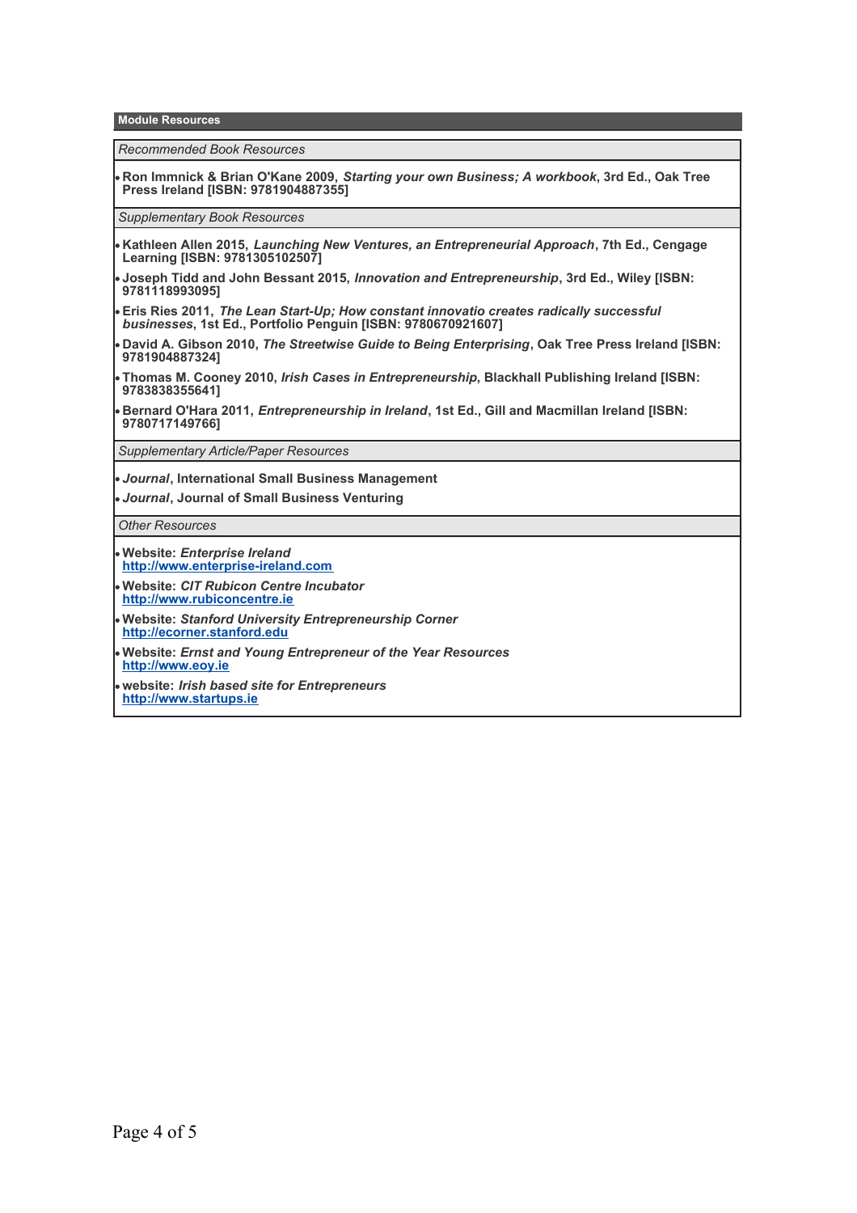## Module Resources

*Recommended Book Resources*

- **Ron Immnick & Brian O'Kane 2009, *Starting your own Business; A workbook*, 3rd Ed., Oak Tree Press Ireland [ISBN: 9781904887355]**

*Supplementary Book Resources*

- **Kathleen Allen 2015, *Launching New Ventures, an Entrepreneurial Approach*, 7th Ed., Cengage Learning [ISBN: 9781305102507]**
- **Joseph Tidd and John Bessant 2015, *Innovation and Entrepreneurship*, 3rd Ed., Wiley [ISBN: 9781118993095]**
- **Eris Ries 2011, *The Lean Start-Up; How constant innovatio creates radically successful businesses*, 1st Ed., Portfolio Penguin [ISBN: 9780670921607]**
- **David A. Gibson 2010, *The Streetwise Guide to Being Enterprising*, Oak Tree Press Ireland [ISBN: 9781904887324]**
- **Thomas M. Cooney 2010, *Irish Cases in Entrepreneurship*, Blackhall Publishing Ireland [ISBN: 9783838355641]**
- **Bernard O'Hara 2011, *Entrepreneurship in Ireland*, 1st Ed., Gill and Macmillan Ireland [ISBN: 9780717149766]**

*Supplementary Article/Paper Resources*

- ***Journal*, International Small Business Management**
- ***Journal*, Journal of Small Business Venturing**

*Other Resources*

- **Website: *Enterprise Ireland***
  http://www.enterprise-ireland.com
- **Website: *CIT Rubicon Centre Incubator***
  http://www.rubiconcentre.ie
- **Website: *Stanford University Entrepreneurship Corner***
  http://ecorner.stanford.edu
- **Website: *Ernst and Young Entrepreneur of the Year Resources***
  http://www.eoy.ie
- **website: *Irish based site for Entrepreneurs***
  http://www.startups.ie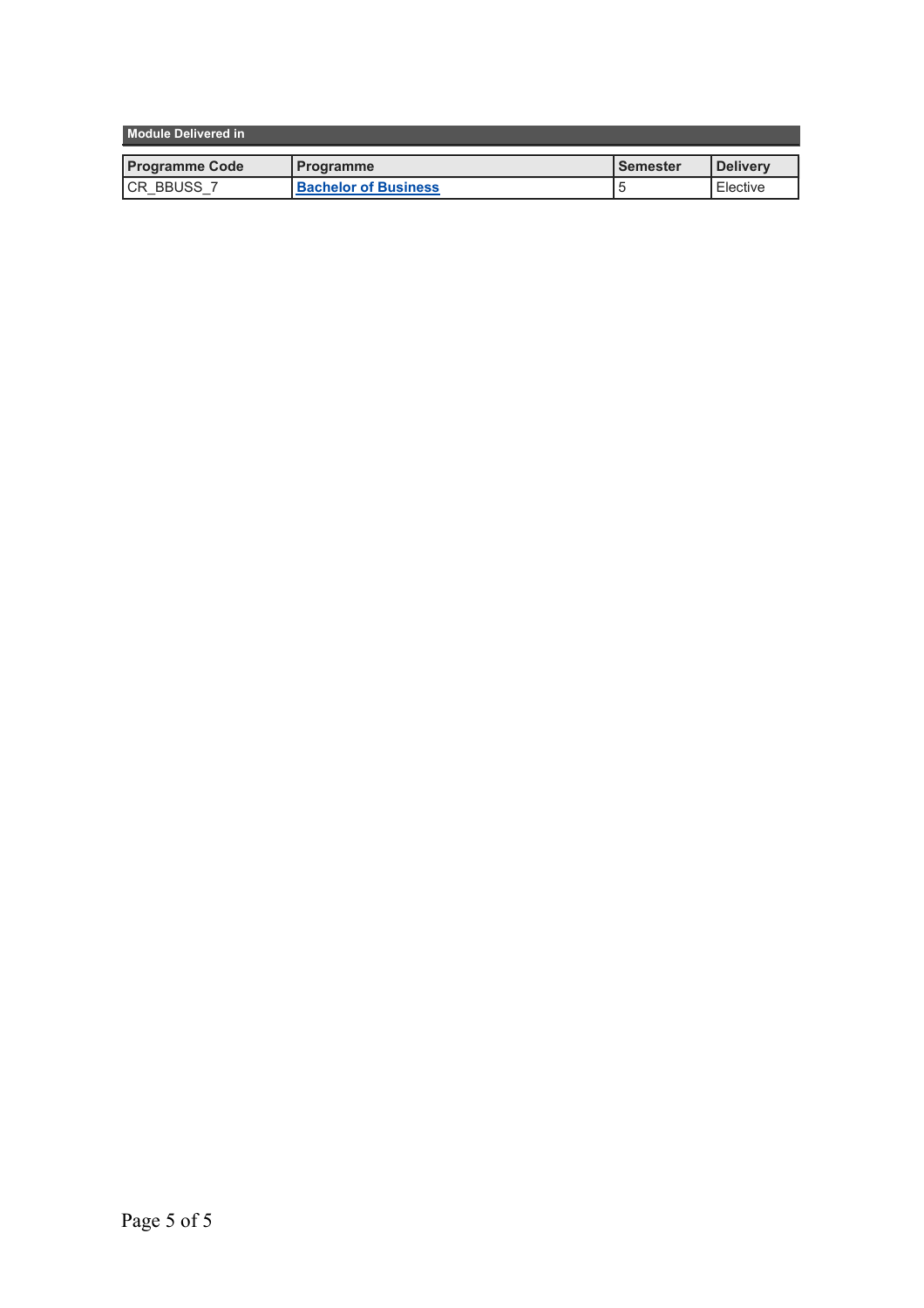### Module Delivered in

| Programme Code | Programme | Semester | Delivery |
|---|---|---|---|
| CR_BBUSS_7 | **Bachelor of Business** | 5 | Elective |